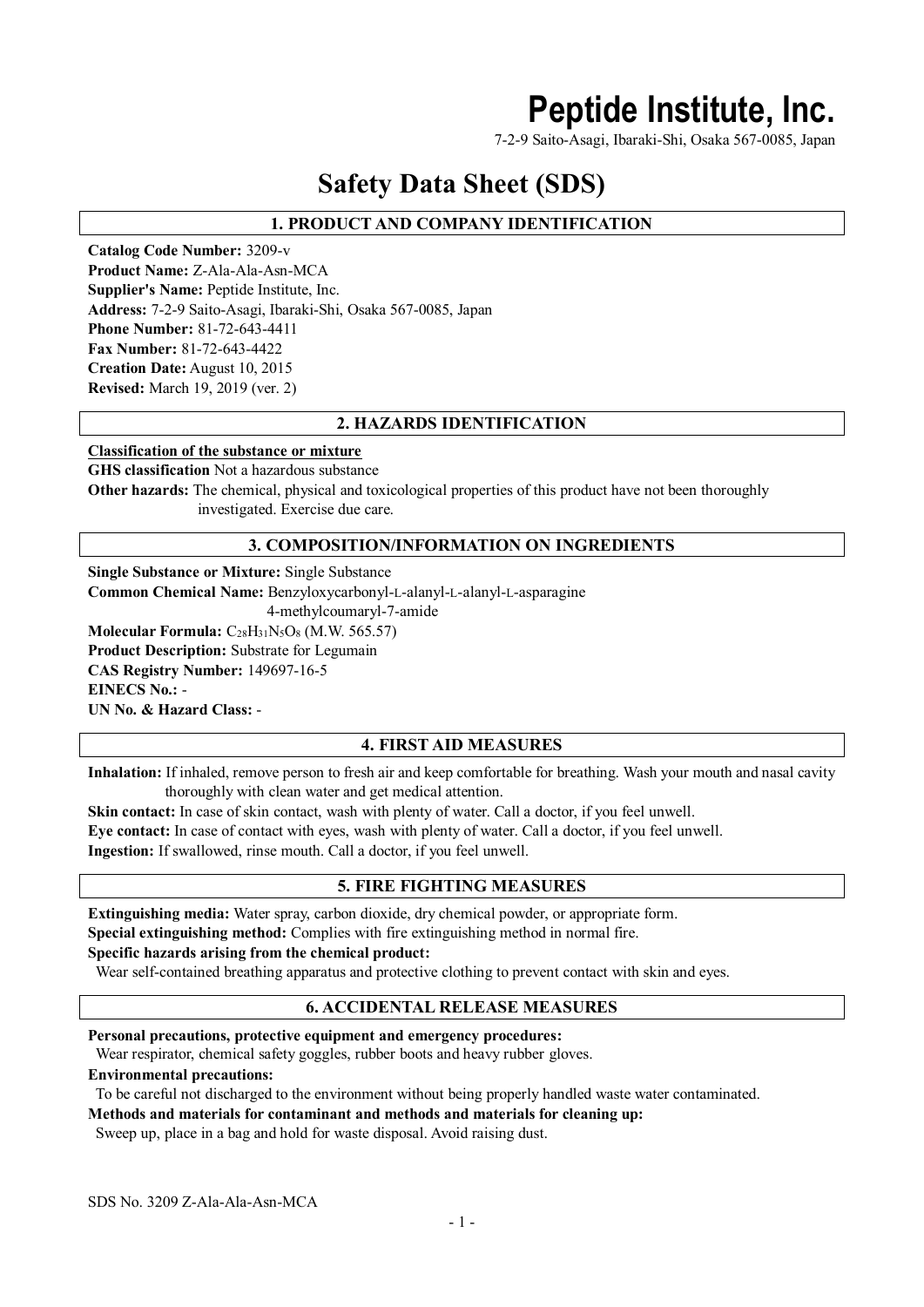# Peptide Institute, Inc.

7-2-9 Saito-Asagi, Ibaraki-Shi, Osaka 567-0085, Japan

# Safety Data Sheet (SDS)

## 1. PRODUCT AND COMPANY IDENTIFICATION

**Catalog Code Number:** 3209-v
**Product Name:** Z-Ala-Ala-Asn-MCA
**Supplier's Name:** Peptide Institute, Inc.
**Address:** 7-2-9 Saito-Asagi, Ibaraki-Shi, Osaka 567-0085, Japan
**Phone Number:** 81-72-643-4411
**Fax Number:** 81-72-643-4422
**Creation Date:** August 10, 2015
**Revised:** March 19, 2019 (ver. 2)

## 2. HAZARDS IDENTIFICATION

**Classification of the substance or mixture**

**GHS classification** Not a hazardous substance

**Other hazards:** The chemical, physical and toxicological properties of this product have not been thoroughly investigated. Exercise due care.

## 3. COMPOSITION/INFORMATION ON INGREDIENTS

**Single Substance or Mixture:** Single Substance
**Common Chemical Name:** Benzyloxycarbonyl-L-alanyl-L-alanyl-L-asparagine 4-methylcoumaryl-7-amide
**Molecular Formula:** $C_{28}H_{31}N_5O_8$ (M.W. 565.57)
**Product Description:** Substrate for Legumain
**CAS Registry Number:** 149697-16-5
**EINECS No.:** -
**UN No. & Hazard Class:** -

## 4. FIRST AID MEASURES

**Inhalation:** If inhaled, remove person to fresh air and keep comfortable for breathing. Wash your mouth and nasal cavity thoroughly with clean water and get medical attention.
**Skin contact:** In case of skin contact, wash with plenty of water. Call a doctor, if you feel unwell.
**Eye contact:** In case of contact with eyes, wash with plenty of water. Call a doctor, if you feel unwell.
**Ingestion:** If swallowed, rinse mouth. Call a doctor, if you feel unwell.

## 5. FIRE FIGHTING MEASURES

**Extinguishing media:** Water spray, carbon dioxide, dry chemical powder, or appropriate form.
**Special extinguishing method:** Complies with fire extinguishing method in normal fire.
**Specific hazards arising from the chemical product:**
Wear self-contained breathing apparatus and protective clothing to prevent contact with skin and eyes.

## 6. ACCIDENTAL RELEASE MEASURES

**Personal precautions, protective equipment and emergency procedures:**
Wear respirator, chemical safety goggles, rubber boots and heavy rubber gloves.
**Environmental precautions:**
To be careful not discharged to the environment without being properly handled waste water contaminated.
**Methods and materials for contaminant and methods and materials for cleaning up:**
Sweep up, place in a bag and hold for waste disposal. Avoid raising dust.

SDS No. 3209 Z-Ala-Ala-Asn-MCA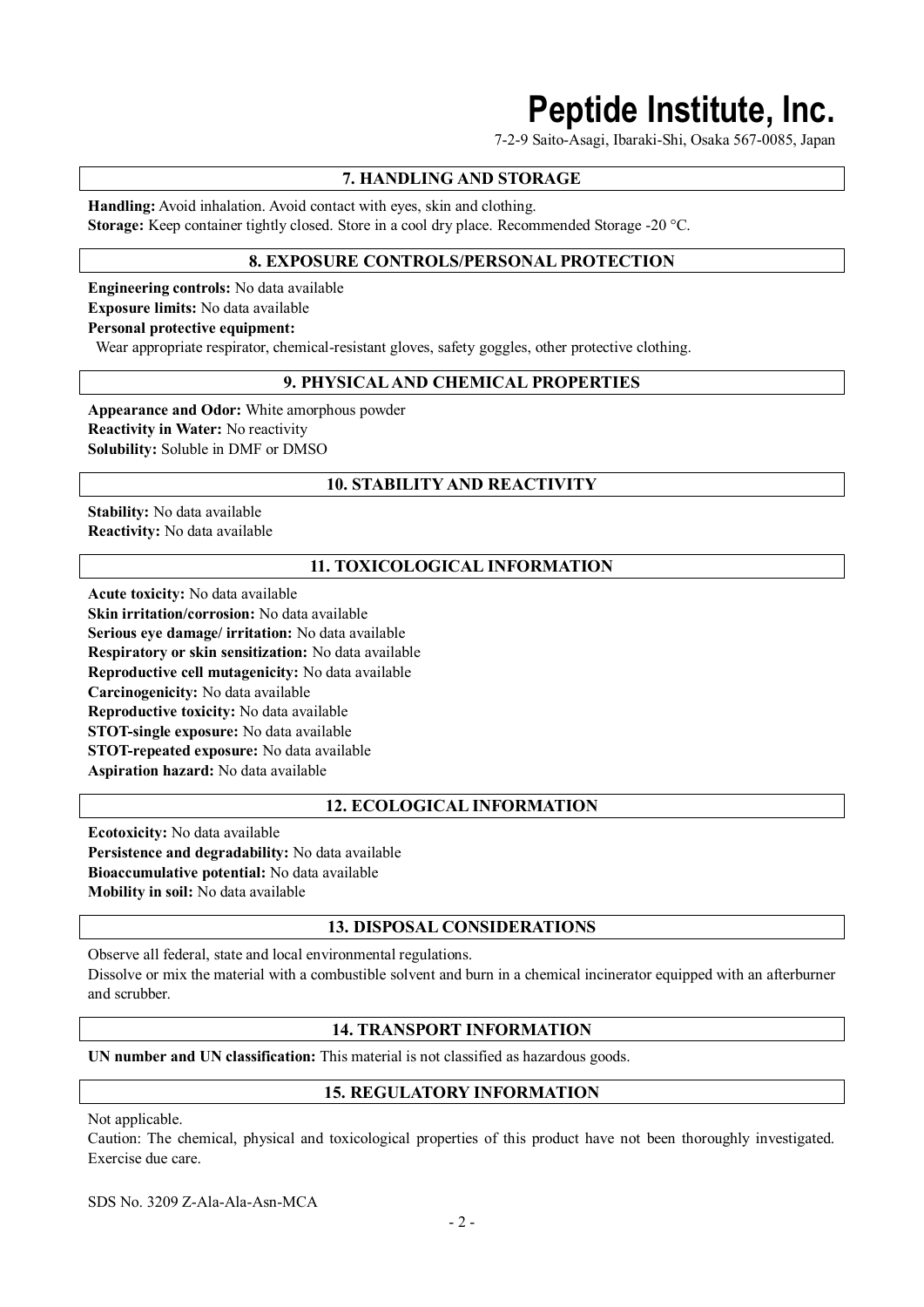## 7. HANDLING AND STORAGE

**Handling:** Avoid inhalation. Avoid contact with eyes, skin and clothing.
**Storage:** Keep container tightly closed. Store in a cool dry place. Recommended Storage -20 °C.

## 8. EXPOSURE CONTROLS/PERSONAL PROTECTION

**Engineering controls:** No data available
**Exposure limits:** No data available
**Personal protective equipment:**
Wear appropriate respirator, chemical-resistant gloves, safety goggles, other protective clothing.

## 9. PHYSICAL AND CHEMICAL PROPERTIES

**Appearance and Odor:** White amorphous powder
**Reactivity in Water:** No reactivity
**Solubility:** Soluble in DMF or DMSO

## 10. STABILITY AND REACTIVITY

**Stability:** No data available
**Reactivity:** No data available

## 11. TOXICOLOGICAL INFORMATION

**Acute toxicity:** No data available
**Skin irritation/corrosion:** No data available
**Serious eye damage/ irritation:** No data available
**Respiratory or skin sensitization:** No data available
**Reproductive cell mutagenicity:** No data available
**Carcinogenicity:** No data available
**Reproductive toxicity:** No data available
**STOT-single exposure:** No data available
**STOT-repeated exposure:** No data available
**Aspiration hazard:** No data available

## 12. ECOLOGICAL INFORMATION

**Ecotoxicity:** No data available
**Persistence and degradability:** No data available
**Bioaccumulative potential:** No data available
**Mobility in soil:** No data available

## 13. DISPOSAL CONSIDERATIONS

Observe all federal, state and local environmental regulations.
Dissolve or mix the material with a combustible solvent and burn in a chemical incinerator equipped with an afterburner and scrubber.

## 14. TRANSPORT INFORMATION

**UN number and UN classification:** This material is not classified as hazardous goods.

## 15. REGULATORY INFORMATION

Not applicable.
Caution: The chemical, physical and toxicological properties of this product have not been thoroughly investigated. Exercise due care.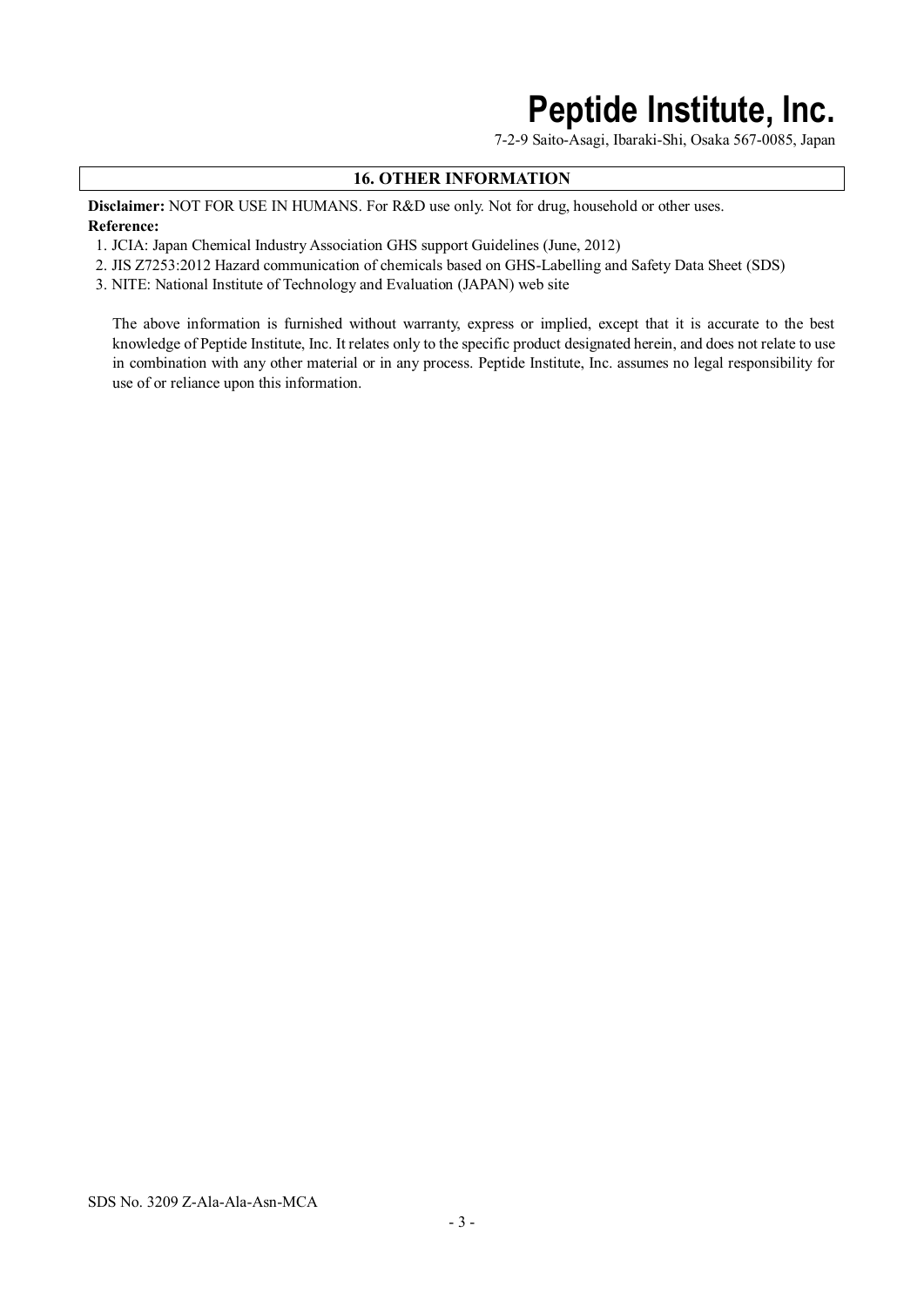## 16. OTHER INFORMATION

**Disclaimer:** NOT FOR USE IN HUMANS. For R&D use only. Not for drug, household or other uses.

**Reference:**

1. JCIA: Japan Chemical Industry Association GHS support Guidelines (June, 2012)
2. JIS Z7253:2012 Hazard communication of chemicals based on GHS-Labelling and Safety Data Sheet (SDS)
3. NITE: National Institute of Technology and Evaluation (JAPAN) web site

The above information is furnished without warranty, express or implied, except that it is accurate to the best knowledge of Peptide Institute, Inc. It relates only to the specific product designated herein, and does not relate to use in combination with any other material or in any process. Peptide Institute, Inc. assumes no legal responsibility for use of or reliance upon this information.